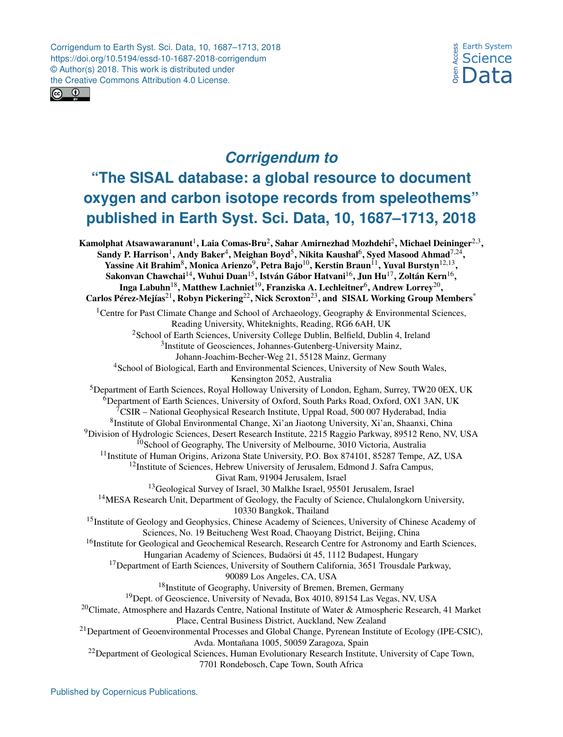Corrigendum to Earth Syst. Sci. Data, 10, 1687–1713, 2018
https://doi.org/10.5194/essd-10-1687-2018-corrigendum
© Author(s) 2018. This work is distributed under
the Creative Commons Attribution 4.0 License.

# *Corrigendum to* "The SISAL database: a global resource to document oxygen and carbon isotope records from speleothems" published in Earth Syst. Sci. Data, 10, 1687–1713, 2018

**Kamolphat Atsawawaranunt[1], Laia Comas-Bru[2], Sahar Amirnezhad Mozhdehi[2], Michael Deininger[2,3], Sandy P. Harrison[1], Andy Baker[4], Meighan Boyd[5], Nikita Kaushal[6], Syed Masood Ahmad[7,24], Yassine Ait Brahim[8], Monica Arienzo[9], Petra Bajo[10], Kerstin Braun[11], Yuval Burstyn[12,13], Sakonvan Chawchai[14], Wuhui Duan[15], István Gábor Hatvani[16], Jun Hu[17], Zoltán Kern[16], Inga Labuhn[18], Matthew Lachniet[19], Franziska A. Lechleitner[6], Andrew Lorrey[20], Carlos Pérez-Mejías[21], Robyn Pickering[22], Nick Scroxton[23], and SISAL Working Group Members[*]**

[1]Centre for Past Climate Change and School of Archaeology, Geography & Environmental Sciences, Reading University, Whiteknights, Reading, RG6 6AH, UK

[2]School of Earth Sciences, University College Dublin, Belfield, Dublin 4, Ireland

[3]Institute of Geosciences, Johannes-Gutenberg-University Mainz, Johann-Joachim-Becher-Weg 21, 55128 Mainz, Germany

[4]School of Biological, Earth and Environmental Sciences, University of New South Wales, Kensington 2052, Australia

[5]Department of Earth Sciences, Royal Holloway University of London, Egham, Surrey, TW20 0EX, UK

[6]Department of Earth Sciences, University of Oxford, South Parks Road, Oxford, OX1 3AN, UK

[7]CSIR – National Geophysical Research Institute, Uppal Road, 500 007 Hyderabad, India

[8]Institute of Global Environmental Change, Xi'an Jiaotong University, Xi'an, Shaanxi, China

[9]Division of Hydrologic Sciences, Desert Research Institute, 2215 Raggio Parkway, 89512 Reno, NV, USA

[10]School of Geography, The University of Melbourne, 3010 Victoria, Australia

[11]Institute of Human Origins, Arizona State University, P.O. Box 874101, 85287 Tempe, AZ, USA

[12]Institute of Sciences, Hebrew University of Jerusalem, Edmond J. Safra Campus, Givat Ram, 91904 Jerusalem, Israel

[13]Geological Survey of Israel, 30 Malkhe Israel, 95501 Jerusalem, Israel

[14]MESA Research Unit, Department of Geology, the Faculty of Science, Chulalongkorn University, 10330 Bangkok, Thailand

[15]Institute of Geology and Geophysics, Chinese Academy of Sciences, University of Chinese Academy of Sciences, No. 19 Beitucheng West Road, Chaoyang District, Beijing, China

[16]Institute for Geological and Geochemical Research, Research Centre for Astronomy and Earth Sciences, Hungarian Academy of Sciences, Budaörsi út 45, 1112 Budapest, Hungary

[17]Department of Earth Sciences, University of Southern California, 3651 Trousdale Parkway, 90089 Los Angeles, CA, USA

[18]Institute of Geography, University of Bremen, Bremen, Germany

[19]Dept. of Geoscience, University of Nevada, Box 4010, 89154 Las Vegas, NV, USA

[20]Climate, Atmosphere and Hazards Centre, National Institute of Water & Atmospheric Research, 41 Market Place, Central Business District, Auckland, New Zealand

[21]Department of Geoenvironmental Processes and Global Change, Pyrenean Institute of Ecology (IPE-CSIC), Avda. Montañana 1005, 50059 Zaragoza, Spain

[22]Department of Geological Sciences, Human Evolutionary Research Institute, University of Cape Town, 7701 Rondebosch, Cape Town, South Africa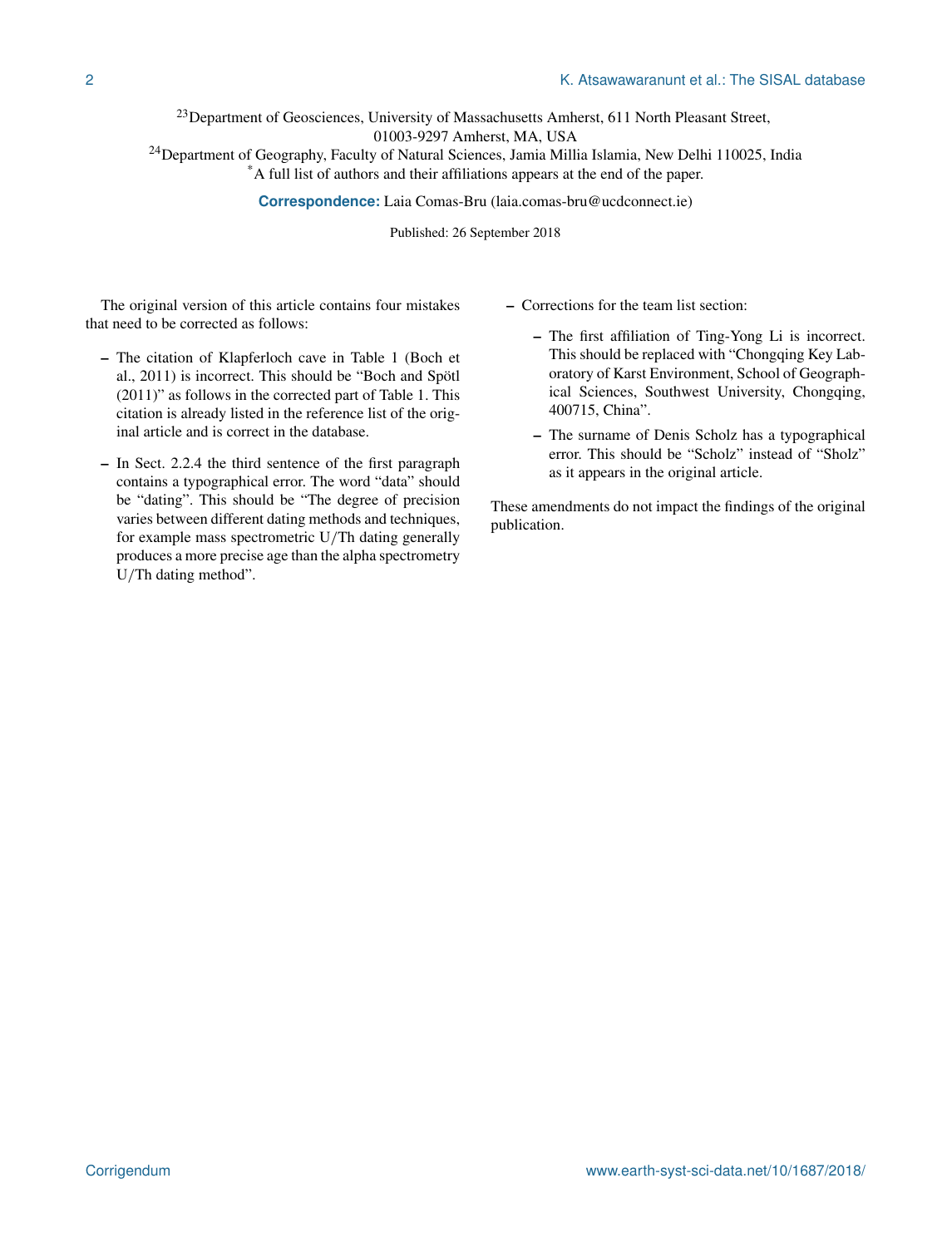[23]Department of Geosciences, University of Massachusetts Amherst, 611 North Pleasant Street, 01003-9297 Amherst, MA, USA

[24]Department of Geography, Faculty of Natural Sciences, Jamia Millia Islamia, New Delhi 110025, India

*A full list of authors and their affiliations appears at the end of the paper.

**Correspondence:** Laia Comas-Bru (laia.comas-bru@ucdconnect.ie)

Published: 26 September 2018

The original version of this article contains four mistakes that need to be corrected as follows:

- The citation of Klapferloch cave in Table 1 (Boch et al., 2011) is incorrect. This should be "Boch and Spötl (2011)" as follows in the corrected part of Table 1. This citation is already listed in the reference list of the original article and is correct in the database.
- In Sect. 2.2.4 the third sentence of the first paragraph contains a typographical error. The word "data" should be "dating". This should be "The degree of precision varies between different dating methods and techniques, for example mass spectrometric U/Th dating generally produces a more precise age than the alpha spectrometry U/Th dating method".
- Corrections for the team list section:
  - The first affiliation of Ting-Yong Li is incorrect. This should be replaced with "Chongqing Key Laboratory of Karst Environment, School of Geographical Sciences, Southwest University, Chongqing, 400715, China".
  - The surname of Denis Scholz has a typographical error. This should be "Scholz" instead of "Sholz" as it appears in the original article.

These amendments do not impact the findings of the original publication.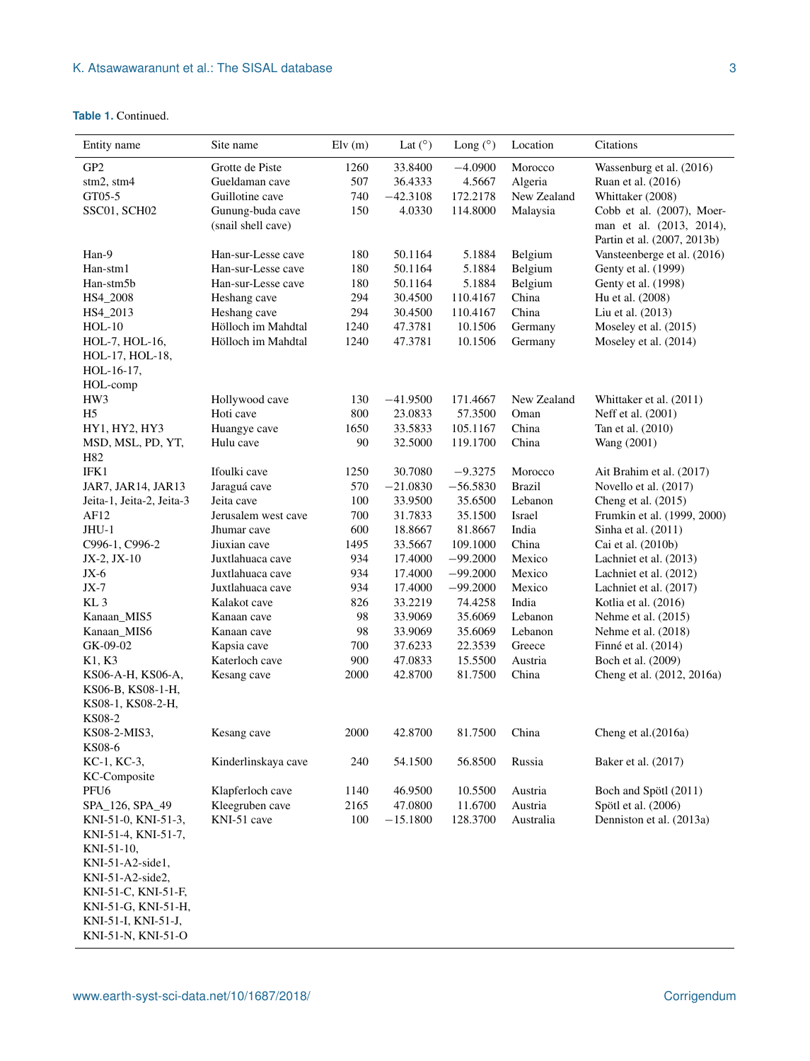**Table 1.** Continued.

| Entity name | Site name | Elv (m) | Lat (°) | Long (°) | Location | Citations |
|---|---|---|---|---|---|---|
| GP2 | Grotte de Piste | 1260 | 33.8400 | −4.0900 | Morocco | Wassenburg et al. (2016) |
| stm2, stm4 | Gueldaman cave | 507 | 36.4333 | 4.5667 | Algeria | Ruan et al. (2016) |
| GT05-5 | Guillotine cave | 740 | −42.3108 | 172.2178 | New Zealand | Whittaker (2008) |
| SSC01, SCH02 | Gunung-buda cave (snail shell cave) | 150 | 4.0330 | 114.8000 | Malaysia | Cobb et al. (2007), Moerman et al. (2013, 2014), Partin et al. (2007, 2013b) |
| Han-9 | Han-sur-Lesse cave | 180 | 50.1164 | 5.1884 | Belgium | Vansteenberge et al. (2016) |
| Han-stm1 | Han-sur-Lesse cave | 180 | 50.1164 | 5.1884 | Belgium | Genty et al. (1999) |
| Han-stm5b | Han-sur-Lesse cave | 180 | 50.1164 | 5.1884 | Belgium | Genty et al. (1998) |
| HS4_2008 | Heshang cave | 294 | 30.4500 | 110.4167 | China | Hu et al. (2008) |
| HS4_2013 | Heshang cave | 294 | 30.4500 | 110.4167 | China | Liu et al. (2013) |
| HOL-10 | Hölloch im Mahdtal | 1240 | 47.3781 | 10.1506 | Germany | Moseley et al. (2015) |
| HOL-7, HOL-16, HOL-17, HOL-18, HOL-16-17, HOL-comp | Hölloch im Mahdtal | 1240 | 47.3781 | 10.1506 | Germany | Moseley et al. (2014) |
| HW3 | Hollywood cave | 130 | −41.9500 | 171.4667 | New Zealand | Whittaker et al. (2011) |
| H5 | Hoti cave | 800 | 23.0833 | 57.3500 | Oman | Neff et al. (2001) |
| HY1, HY2, HY3 | Huangye cave | 1650 | 33.5833 | 105.1167 | China | Tan et al. (2010) |
| MSD, MSL, PD, YT, H82 | Hulu cave | 90 | 32.5000 | 119.1700 | China | Wang (2001) |
| IFK1 | Ifoulki cave | 1250 | 30.7080 | −9.3275 | Morocco | Ait Brahim et al. (2017) |
| JAR7, JAR14, JAR13 | Jaraguá cave | 570 | −21.0830 | −56.5830 | Brazil | Novello et al. (2017) |
| Jeita-1, Jeita-2, Jeita-3 | Jeita cave | 100 | 33.9500 | 35.6500 | Lebanon | Cheng et al. (2015) |
| AF12 | Jerusalem west cave | 700 | 31.7833 | 35.1500 | Israel | Frumkin et al. (1999, 2000) |
| JHU-1 | Jhumar cave | 600 | 18.8667 | 81.8667 | India | Sinha et al. (2011) |
| C996-1, C996-2 | Jiuxian cave | 1495 | 33.5667 | 109.1000 | China | Cai et al. (2010b) |
| JX-2, JX-10 | Juxtlahuaca cave | 934 | 17.4000 | −99.2000 | Mexico | Lachniet et al. (2013) |
| JX-6 | Juxtlahuaca cave | 934 | 17.4000 | −99.2000 | Mexico | Lachniet et al. (2012) |
| JX-7 | Juxtlahuaca cave | 934 | 17.4000 | −99.2000 | Mexico | Lachniet et al. (2017) |
| KL 3 | Kalakot cave | 826 | 33.2219 | 74.4258 | India | Kotlia et al. (2016) |
| Kanaan_MIS5 | Kanaan cave | 98 | 33.9069 | 35.6069 | Lebanon | Nehme et al. (2015) |
| Kanaan_MIS6 | Kanaan cave | 98 | 33.9069 | 35.6069 | Lebanon | Nehme et al. (2018) |
| GK-09-02 | Kapsia cave | 700 | 37.6233 | 22.3539 | Greece | Finné et al. (2014) |
| K1, K3 | Katerloch cave | 900 | 47.0833 | 15.5500 | Austria | Boch et al. (2009) |
| KS06-A-H, KS06-A, KS06-B, KS08-1-H, KS08-1, KS08-2-H, KS08-2 | Kesang cave | 2000 | 42.8700 | 81.7500 | China | Cheng et al. (2012, 2016a) |
| KS08-2-MIS3, KS08-6 | Kesang cave | 2000 | 42.8700 | 81.7500 | China | Cheng et al.(2016a) |
| KC-1, KC-3, KC-Composite | Kinderlinskaya cave | 240 | 54.1500 | 56.8500 | Russia | Baker et al. (2017) |
| PFU6 | Klapferloch cave | 1140 | 46.9500 | 10.5500 | Austria | Boch and Spötl (2011) |
| SPA_126, SPA_49 | Kleegruben cave | 2165 | 47.0800 | 11.6700 | Austria | Spötl et al. (2006) |
| KNI-51-0, KNI-51-3, KNI-51-4, KNI-51-7, KNI-51-10, KNI-51-A2-side1, KNI-51-A2-side2, KNI-51-C, KNI-51-F, KNI-51-G, KNI-51-H, KNI-51-I, KNI-51-J, KNI-51-N, KNI-51-O | KNI-51 cave | 100 | −15.1800 | 128.3700 | Australia | Denniston et al. (2013a) |